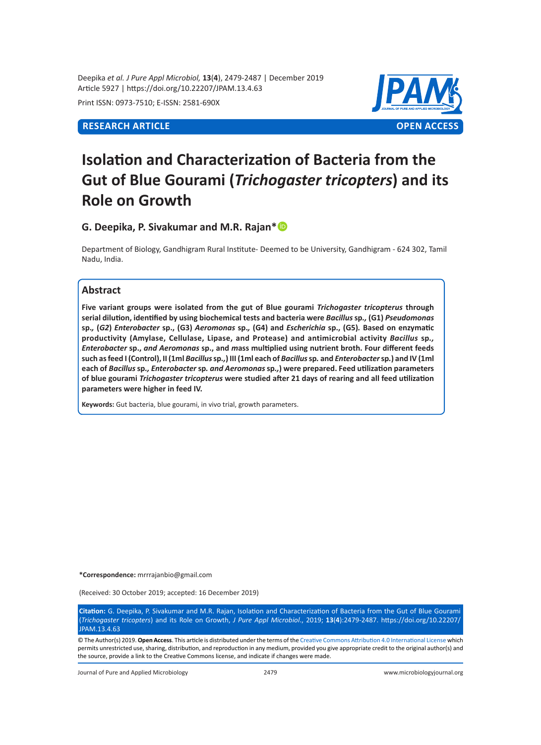RESEARCH ARTICLE | OPEN ACCESS

# Isolation and Characterization of Bacteria from the Gut of Blue Gourami (*Trichogaster tricopters*) and its Role on Growth

**G. Deepika, P. Sivakumar and M.R. Rajan***

Department of Biology, Gandhigram Rural Institute- Deemed to be University, Gandhigram - 624 302, Tamil Nadu, India.

## Abstract

**Five variant groups were isolated from the gut of Blue gourami *Trichogaster tricopterus* through serial dilution, identified by using biochemical tests and bacteria were *Bacillus* sp., (G1) *Pseudomonas* sp., (*G2*) *Enterobacter* sp., (G3) *Aeromonas* sp., (G4) and *Escherichia* sp., (G5). Based on enzymatic productivity (Amylase, Cellulase, Lipase, and Protease) and antimicrobial activity *Bacillus* sp., *Enterobacter* sp., and *Aeromonas* sp., and mass multiplied using nutrient broth. Four different feeds such as feed I (Control), II (1ml *Bacillus* sp.,) III (1ml each of *Bacillus* sp. and *Enterobacter* sp.) and IV (1ml each of *Bacillus* sp., *Enterobacter* sp. and *Aeromonas* sp.,) were prepared. Feed utilization parameters of blue gourami *Trichogaster tricopterus* were studied after 21 days of rearing and all feed utilization parameters were higher in feed IV.**

**Keywords:** Gut bacteria, blue gourami, in vivo trial, growth parameters.

**\*Correspondence:** mrrrajanbio@gmail.com

(Received: 30 October 2019; accepted: 16 December 2019)

**Citation:** G. Deepika, P. Sivakumar and M.R. Rajan, Isolation and Characterization of Bacteria from the Gut of Blue Gourami (*Trichogaster tricopters*) and its Role on Growth, *J Pure Appl Microbiol*., 2019; **13**(**4**):2479-2487. https://doi.org/10.22207/JPAM.13.4.63

© The Author(s) 2019. **Open Access**. This article is distributed under the terms of the Creative Commons Attribution 4.0 International License which permits unrestricted use, sharing, distribution, and reproduction in any medium, provided you give appropriate credit to the original author(s) and the source, provide a link to the Creative Commons license, and indicate if changes were made.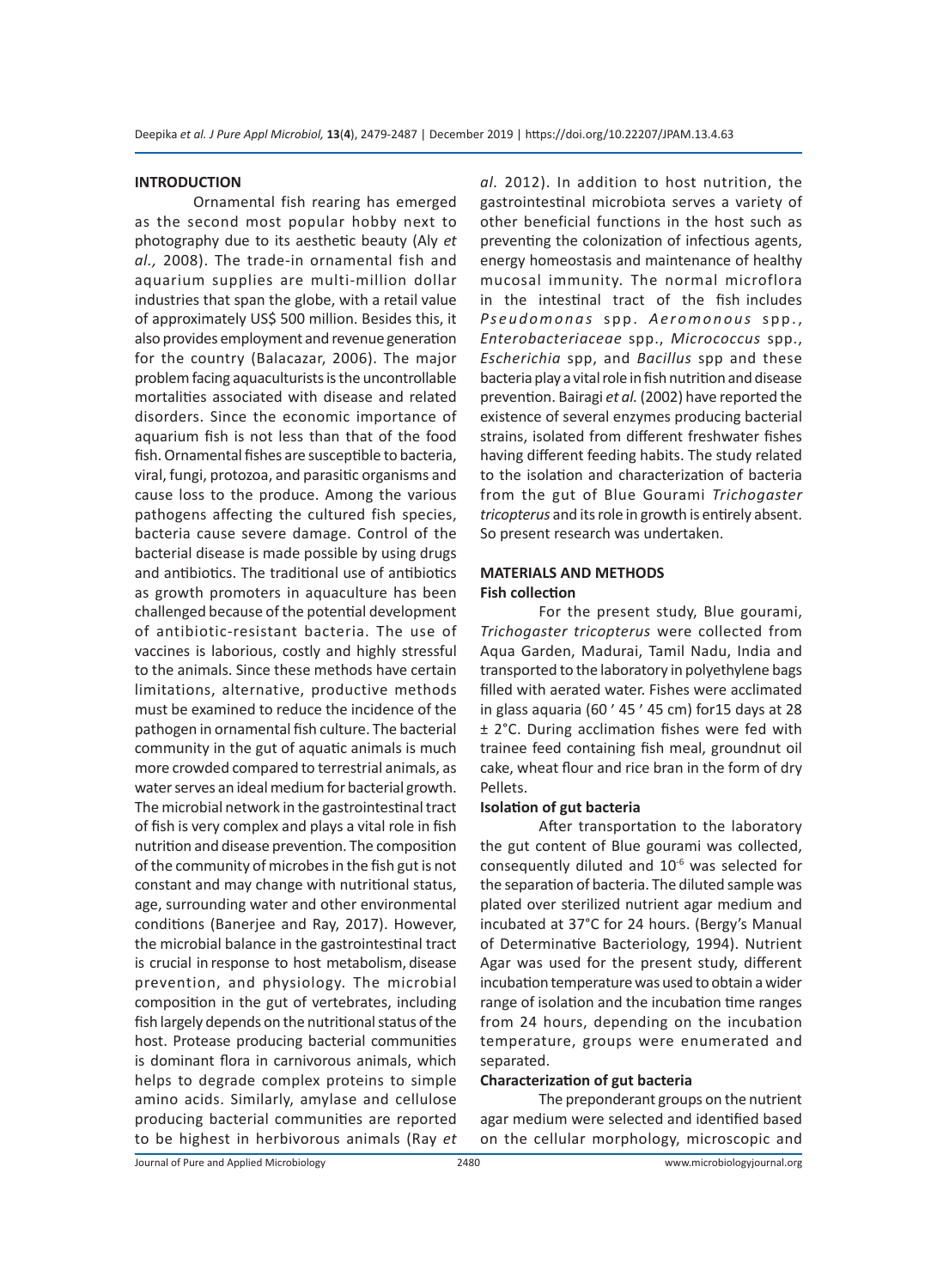## INTRODUCTION

Ornamental fish rearing has emerged as the second most popular hobby next to photography due to its aesthetic beauty (Aly *et al.,* 2008). The trade-in ornamental fish and aquarium supplies are multi-million dollar industries that span the globe, with a retail value of approximately US$ 500 million. Besides this, it also provides employment and revenue generation for the country (Balacazar, 2006). The major problem facing aquaculturists is the uncontrollable mortalities associated with disease and related disorders. Since the economic importance of aquarium fish is not less than that of the food fish. Ornamental fishes are susceptible to bacteria, viral, fungi, protozoa, and parasitic organisms and cause loss to the produce. Among the various pathogens affecting the cultured fish species, bacteria cause severe damage. Control of the bacterial disease is made possible by using drugs and antibiotics. The traditional use of antibiotics as growth promoters in aquaculture has been challenged because of the potential development of antibiotic-resistant bacteria. The use of vaccines is laborious, costly and highly stressful to the animals. Since these methods have certain limitations, alternative, productive methods must be examined to reduce the incidence of the pathogen in ornamental fish culture. The bacterial community in the gut of aquatic animals is much more crowded compared to terrestrial animals, as water serves an ideal medium for bacterial growth. The microbial network in the gastrointestinal tract of fish is very complex and plays a vital role in fish nutrition and disease prevention. The composition of the community of microbes in the fish gut is not constant and may change with nutritional status, age, surrounding water and other environmental conditions (Banerjee and Ray, 2017). However, the microbial balance in the gastrointestinal tract is crucial in response to host metabolism, disease prevention, and physiology. The microbial composition in the gut of vertebrates, including fish largely depends on the nutritional status of the host. Protease producing bacterial communities is dominant flora in carnivorous animals, which helps to degrade complex proteins to simple amino acids. Similarly, amylase and cellulose producing bacterial communities are reported to be highest in herbivorous animals (Ray *et al.* 2012). In addition to host nutrition, the gastrointestinal microbiota serves a variety of other beneficial functions in the host such as preventing the colonization of infectious agents, energy homeostasis and maintenance of healthy mucosal immunity. The normal microflora in the intestinal tract of the fish includes *Pseudomonas* spp. *Aeromonous* spp., *Enterobacteriaceae* spp., *Micrococcus* spp., *Escherichia* spp, and *Bacillus* spp and these bacteria play a vital role in fish nutrition and disease prevention. Bairagi *et al.* (2002) have reported the existence of several enzymes producing bacterial strains, isolated from different freshwater fishes having different feeding habits. The study related to the isolation and characterization of bacteria from the gut of Blue Gourami *Trichogaster tricopterus* and its role in growth is entirely absent. So present research was undertaken.

## MATERIALS AND METHODS

### Fish collection

For the present study, Blue gourami, *Trichogaster tricopterus* were collected from Aqua Garden, Madurai, Tamil Nadu, India and transported to the laboratory in polyethylene bags filled with aerated water. Fishes were acclimated in glass aquaria (60 ' 45 ' 45 cm) for15 days at 28 ± 2°C. During acclimation fishes were fed with trainee feed containing fish meal, groundnut oil cake, wheat flour and rice bran in the form of dry Pellets.

### Isolation of gut bacteria

After transportation to the laboratory the gut content of Blue gourami was collected, consequently diluted and $10^{-6}$ was selected for the separation of bacteria. The diluted sample was plated over sterilized nutrient agar medium and incubated at 37°C for 24 hours. (Bergy's Manual of Determinative Bacteriology, 1994). Nutrient Agar was used for the present study, different incubation temperature was used to obtain a wider range of isolation and the incubation time ranges from 24 hours, depending on the incubation temperature, groups were enumerated and separated.

### Characterization of gut bacteria

The preponderant groups on the nutrient agar medium were selected and identified based on the cellular morphology, microscopic and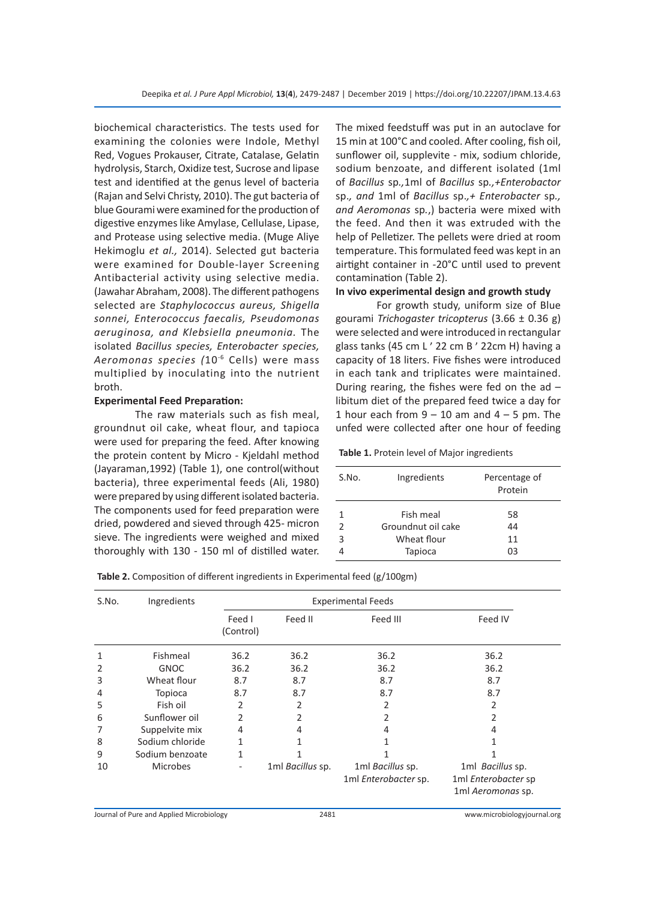biochemical characteristics. The tests used for examining the colonies were Indole, Methyl Red, Vogues Prokauser, Citrate, Catalase, Gelatin hydrolysis, Starch, Oxidize test, Sucrose and lipase test and identified at the genus level of bacteria (Rajan and Selvi Christy, 2010). The gut bacteria of blue Gourami were examined for the production of digestive enzymes like Amylase, Cellulase, Lipase, and Protease using selective media. (Muge Aliye Hekimoglu *et al.,* 2014). Selected gut bacteria were examined for Double-layer Screening Antibacterial activity using selective media. (Jawahar Abraham, 2008). The different pathogens selected are *Staphylococcus aureus, Shigella sonnei, Enterococcus faecalis, Pseudomonas aeruginosa, and Klebsiella pneumonia.* The isolated *Bacillus species, Enterobacter species, Aeromonas species (*$10^{-6}$ Cells) were mass multiplied by inoculating into the nutrient broth.

**Experimental Feed Preparation:**

The raw materials such as fish meal, groundnut oil cake, wheat flour, and tapioca were used for preparing the feed. After knowing the protein content by Micro - Kjeldahl method (Jayaraman,1992) (Table 1), one control(without bacteria), three experimental feeds (Ali, 1980) were prepared by using different isolated bacteria. The components used for feed preparation were dried, powdered and sieved through 425- micron sieve. The ingredients were weighed and mixed thoroughly with 130 - 150 ml of distilled water. The mixed feedstuff was put in an autoclave for 15 min at 100°C and cooled. After cooling, fish oil, sunflower oil, supplevite - mix, sodium chloride, sodium benzoate, and different isolated (1ml of *Bacillus* sp.*,*1ml of *Bacillus* sp.*,+Enterobactor* sp.*, and* 1ml of *Bacillus* sp.*,+ Enterobacter* sp.*, and Aeromonas* sp.,) bacteria were mixed with the feed. And then it was extruded with the help of Pelletizer. The pellets were dried at room temperature. This formulated feed was kept in an airtight container in -20°C until used to prevent contamination (Table 2).

**In vivo experimental design and growth study**

For growth study, uniform size of Blue gourami *Trichogaster tricopterus* (3.66 ± 0.36 g) were selected and were introduced in rectangular glass tanks (45 cm L ' 22 cm B ' 22cm H) having a capacity of 18 liters. Five fishes were introduced in each tank and triplicates were maintained. During rearing, the fishes were fed on the ad – libitum diet of the prepared feed twice a day for 1 hour each from 9 – 10 am and 4 – 5 pm. The unfed were collected after one hour of feeding

**Table 1.** Protein level of Major ingredients

| S.No. | Ingredients | Percentage of Protein |
|---|---|---|
| 1 | Fish meal | 58 |
| 2 | Groundnut oil cake | 44 |
| 3 | Wheat flour | 11 |
| 4 | Tapioca | 03 |

**Table 2.** Composition of different ingredients in Experimental feed (g/100gm)

| S.No. | Ingredients | Experimental Feeds | | | |
|---|---|---|---|---|---|
| | | Feed I (Control) | Feed II | Feed III | Feed IV |
| 1 | Fishmeal | 36.2 | 36.2 | 36.2 | 36.2 |
| 2 | GNOC | 36.2 | 36.2 | 36.2 | 36.2 |
| 3 | Wheat flour | 8.7 | 8.7 | 8.7 | 8.7 |
| 4 | Topioca | 8.7 | 8.7 | 8.7 | 8.7 |
| 5 | Fish oil | 2 | 2 | 2 | 2 |
| 6 | Sunflower oil | 2 | 2 | 2 | 2 |
| 7 | Suppelvite mix | 4 | 4 | 4 | 4 |
| 8 | Sodium chloride | 1 | 1 | 1 | 1 |
| 9 | Sodium benzoate | 1 | 1 | 1 | 1 |
| 10 | Microbes | - | 1ml *Bacillus* sp. | 1ml *Bacillus* sp. 1ml *Enterobacter* sp. | 1ml *Bacillus* sp. 1ml *Enterobacter* sp 1ml *Aeromonas* sp. |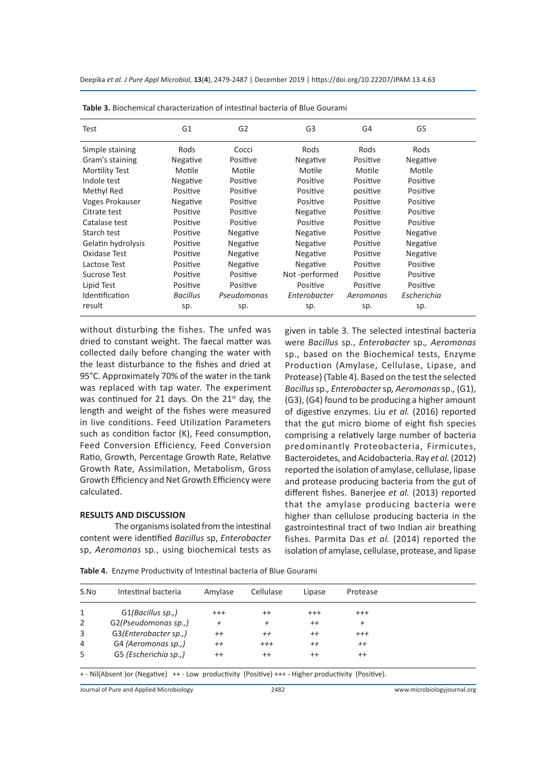**Table 3.** Biochemical characterization of intestinal bacteria of Blue Gourami

| Test | G1 | G2 | G3 | G4 | G5 |
|---|---|---|---|---|---|
| Simple staining | Rods | Cocci | Rods | Rods | Rods |
| Gram's staining | Negative | Positive | Negative | Positive | Negative |
| Mortility Test | Motile | Motile | Motile | Motile | Motile |
| Indole test | Negative | Positive | Positive | Positive | Positive |
| Methyl Red | Positive | Positive | Positive | positive | Positive |
| Voges Prokauser | Negative | Positive | Positive | Positive | Positive |
| Citrate test | Positive | Positive | Negative | Positive | Positive |
| Catalase test | Positive | Positive | Positive | Positive | Positive |
| Starch test | Positive | Negative | Negative | Positive | Negative |
| Gelatin hydrolysis | Positive | Negative | Negative | Positive | Negative |
| Oxidase Test | Positive | Negative | Negative | Positive | Negative |
| Lactose Test | Positive | Negative | Negative | Positive | Positive |
| Sucrose Test | Positive | Positive | Not -performed | Positive | Positive |
| Lipid Test | Positive | Positive | Positive | Positive | Positive |
| Identification result | *Bacillus* sp. | *Pseudomonas* sp. | *Enterobacter* sp. | *Aeromonas* sp. | *Escherichia* sp. |

without disturbing the fishes. The unfed was dried to constant weight. The faecal matter was collected daily before changing the water with the least disturbance to the fishes and dried at 95°C. Approximately 70% of the water in the tank was replaced with tap water. The experiment was continued for 21 days. On the 21st day, the length and weight of the fishes were measured in live conditions. Feed Utilization Parameters such as condition factor (K), Feed consumption, Feed Conversion Efficiency, Feed Conversion Ratio, Growth, Percentage Growth Rate, Relative Growth Rate, Assimilation, Metabolism, Gross Growth Efficiency and Net Growth Efficiency were calculated.

## RESULTS AND DISCUSSION

The organisms isolated from the intestinal content were identified *Bacillus* sp, *Enterobacter* sp, *Aeromonas* sp., using biochemical tests as given in table 3. The selected intestinal bacteria were *Bacillus* sp., *Enterobacter* sp.*, Aeromonas* sp., based on the Biochemical tests, Enzyme Production (Amylase, Cellulase, Lipase, and Protease) (Table 4). Based on the test the selected *Bacillus* sp.*, Enterobacter* sp*, Aeromonas* sp.*,* (G1), (G3), (G4) found to be producing a higher amount of digestive enzymes. Liu *et al.* (2016) reported that the gut micro biome of eight fish species comprising a relatively large number of bacteria predominantly Proteobacteria, Firmicutes, Bacteroidetes, and Acidobacteria. Ray *et al.* (2012) reported the isolation of amylase, cellulase, lipase and protease producing bacteria from the gut of different fishes. Banerjee *et al.* (2013) reported that the amylase producing bacteria were higher than cellulose producing bacteria in the gastrointestinal tract of two Indian air breathing fishes. Parmita Das *et al.* (2014) reported the isolation of amylase, cellulase, protease, and lipase

**Table 4.** Enzyme Productivity of Intestinal bacteria of Blue Gourami

| S.No | Intestinal bacteria | Amylase | Cellulase | Lipase | Protease |
|---|---|---|---|---|---|
| 1 | G1*(Bacillus sp.,)* | +++ | ++ | +++ | +++ |
| 2 | G2*(Pseudomonas sp.,)* | + | + | ++ | + |
| 3 | G3*(Enterobacter sp.,)* | ++ | ++ | ++ | +++ |
| 4 | G4 *(Aeromonas sp.,)* | ++ | +++ | ++ | ++ |
| 5 | G5 *(Escherichia sp.,)* | ++ | ++ | ++ | ++ |

+ - Nil(Absent )or (Negative) ++ - Low productivity (Positive) +++ - Higher productivity (Positive).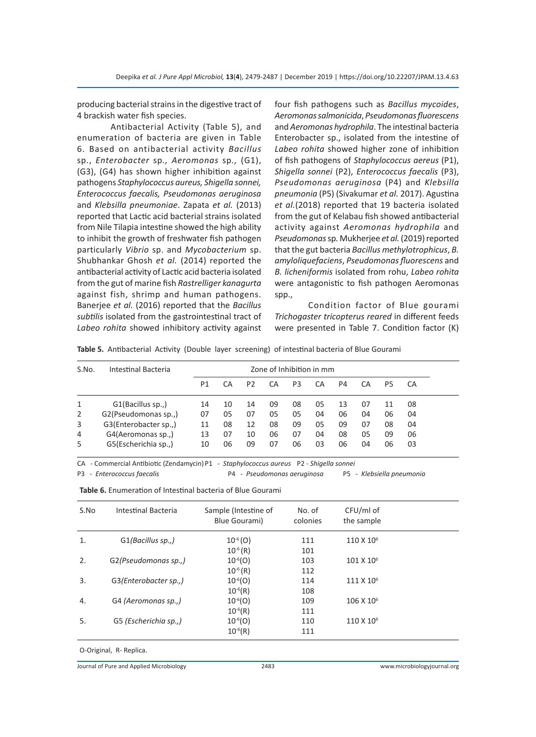producing bacterial strains in the digestive tract of 4 brackish water fish species.

Antibacterial Activity (Table 5), and enumeration of bacteria are given in Table 6. Based on antibacterial activity *Bacillus* sp., *Enterobacter* sp., *Aeromonas* sp., (G1), (G3), (G4) has shown higher inhibition against pathogens *Staphylococcus aureus, Shigella sonnei, Enterococcus faecalis, Pseudomonas aeruginosa* and *Klebsilla pneumoniae*. Zapata *et al.* (2013) reported that Lactic acid bacterial strains isolated from Nile Tilapia intestine showed the high ability to inhibit the growth of freshwater fish pathogen particularly *Vibrio* sp. and *Mycobacterium* sp. Shubhankar Ghosh *et al.* (2014) reported the antibacterial activity of Lactic acid bacteria isolated from the gut of marine fish *Rastrelliger kanagurta* against fish, shrimp and human pathogens. Banerjee *et al.* (2016) reported that the *Bacillus subtilis* isolated from the gastrointestinal tract of *Labeo rohita* showed inhibitory activity against four fish pathogens such as *Bacillus mycoides*, *Aeromonas salmonicida*, *Pseudomonas fluorescens* and *Aeromonas hydrophila*. The intestinal bacteria Enterobacter sp., isolated from the intestine of *Labeo rohita* showed higher zone of inhibition of fish pathogens of *Staphylococcus aereus* (P1), *Shigella sonnei* (P2), *Enterococcus faecalis* (P3), *Pseudomonas aeruginosa* (P4) and *Klebsilla pneumonia* (P5) (Sivakumar *et al.* 2017). Agustina *et al.*(2018) reported that 19 bacteria isolated from the gut of Kelabau fish showed antibacterial activity against *Aeromonas hydrophila* and *Pseudomonas* sp. Mukherjee *et al.* (2019) reported that the gut bacteria *Bacillus methylotrophicus*, *B. amyloliquefaciens*, *Pseudomonas fluorescens* and *B. licheniformis* isolated from rohu, *Labeo rohita* were antagonistic to fish pathogen Aeromonas spp.,

Condition factor of Blue gourami *Trichogaster tricopterus reared* in different feeds were presented in Table 7. Condition factor (K)

**Table 5.** Antibacterial Activity (Double layer screening) of intestinal bacteria of Blue Gourami

| S.No. | Intestinal Bacteria | Zone of Inhibition in mm | | | | | | | | | |
|---|---|---|---|---|---|---|---|---|---|---|---|
| | | P1 | CA | P2 | CA | P3 | CA | P4 | CA | P5 | CA |
| 1 | G1(Bacillus sp.,) | 14 | 10 | 14 | 09 | 08 | 05 | 13 | 07 | 11 | 08 |
| 2 | G2(Pseudomonas sp.,) | 07 | 05 | 07 | 05 | 05 | 04 | 06 | 04 | 06 | 04 |
| 3 | G3(Enterobacter sp.,) | 11 | 08 | 12 | 08 | 09 | 05 | 09 | 07 | 08 | 04 |
| 4 | G4(Aeromonas sp.,) | 13 | 07 | 10 | 06 | 07 | 04 | 08 | 05 | 09 | 06 |
| 5 | G5(Escherichia sp.,) | 10 | 06 | 09 | 07 | 06 | 03 | 06 | 04 | 06 | 03 |

CA - Commercial Antibiotic (Zendamycin) P1 - *Staphylococcus aureus* P2 - *Shigella sonnei*
P3 - *Enterococcus faecalis* P4 - *Pseudomonas aeruginosa* P5 - *Klebsiella pneumonia*

**Table 6.** Enumeration of Intestinal bacteria of Blue Gourami

| S.No | Intestinal Bacteria | Sample (Intestine of Blue Gourami) | No. of colonies | CFU/ml of the sample |
|---|---|---|---|---|
| 1. | G1*(Bacillus sp.,)* | $10^{-6}$(O) | 111 | 110 X $10^{6}$ |
| | | $10^{-6}$(R) | 101 | |
| 2. | G2*(Pseudomonas sp.,)* | $10^{-6}$(O) | 103 | 101 X $10^{6}$ |
| | | $10^{-6}$(R) | 112 | |
| 3. | G3*(Enterobacter sp.,)* | $10^{-6}$(O) | 114 | 111 X $10^{6}$ |
| | | $10^{-6}$(R) | 108 | |
| 4. | G4 *(Aeromonas sp.,)* | $10^{-6}$(O) | 109 | 106 X $10^{6}$ |
| | | $10^{-6}$(R) | 111 | |
| 5. | G5 *(Escherichia sp.,)* | $10^{-6}$(O) | 110 | 110 X $10^{6}$ |
| | | $10^{-6}$(R) | 111 | |

O-Original, R- Replica.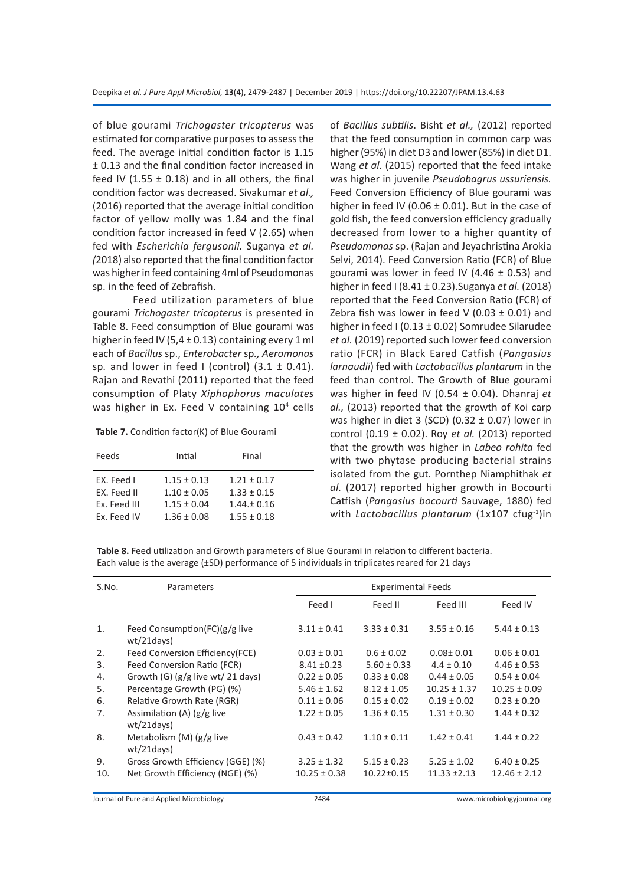of blue gourami *Trichogaster tricopterus* was estimated for comparative purposes to assess the feed. The average initial condition factor is 1.15 ± 0.13 and the final condition factor increased in feed IV (1.55 ± 0.18) and in all others, the final condition factor was decreased. Sivakumar *et al.,* (2016) reported that the average initial condition factor of yellow molly was 1.84 and the final condition factor increased in feed V (2.65) when fed with *Escherichia fergusonii.* Suganya *et al. (*2018) also reported that the final condition factor was higher in feed containing 4ml of Pseudomonas sp. in the feed of Zebrafish.

Feed utilization parameters of blue gourami *Trichogaster tricopterus* is presented in Table 8. Feed consumption of Blue gourami was higher in feed IV (5,4 ± 0.13) containing every 1 ml each of *Bacillus* sp., *Enterobacter* sp*., Aeromonas* sp. and lower in feed I (control) (3.1 ± 0.41). Rajan and Revathi (2011) reported that the feed consumption of Platy *Xiphophorus maculates* was higher in Ex. Feed V containing $10^4$ cells of *Bacillus subtilis*. Bisht *et al.,* (2012) reported that the feed consumption in common carp was higher (95%) in diet D3 and lower (85%) in diet D1. Wang *et al.* (2015) reported that the feed intake was higher in juvenile *Pseudobagrus ussuriensis.* Feed Conversion Efficiency of Blue gourami was higher in feed IV (0.06 ± 0.01). But in the case of gold fish, the feed conversion efficiency gradually decreased from lower to a higher quantity of *Pseudomonas* sp. (Rajan and Jeyachristina Arokia Selvi, 2014). Feed Conversion Ratio (FCR) of Blue gourami was lower in feed IV (4.46 ± 0.53) and higher in feed I (8.41 ± 0.23).Suganya *et al.* (2018) reported that the Feed Conversion Ratio (FCR) of Zebra fish was lower in feed V (0.03 ± 0.01) and higher in feed I (0.13 ± 0.02) Somrudee Silarudee *et al.* (2019) reported such lower feed conversion ratio (FCR) in Black Eared Catfish (*Pangasius larnaudii*) fed with *Lactobacillus plantarum* in the feed than control. The Growth of Blue gourami was higher in feed IV (0.54 ± 0.04). Dhanraj *et al.,* (2013) reported that the growth of Koi carp was higher in diet 3 (SCD) (0.32 ± 0.07) lower in control (0.19 ± 0.02). Roy *et al.* (2013) reported that the growth was higher in *Labeo rohita* fed with two phytase producing bacterial strains isolated from the gut. Pornthep Niamphithak *et al.* (2017) reported higher growth in Bocourti Catfish (*Pangasius bocourti* Sauvage, 1880) fed with *Lactobacillus plantarum* (1x107 cfug$^{-1}$)in

**Table 7.** Condition factor(K) of Blue Gourami

| Feeds | Intial | Final |
|---|---|---|
| EX. Feed I | 1.15 ± 0.13 | 1.21 ± 0.17 |
| EX. Feed II | 1.10 ± 0.05 | 1.33 ± 0.15 |
| Ex. Feed III | 1.15 ± 0.04 | 1.44.± 0.16 |
| Ex. Feed IV | 1.36 ± 0.08 | 1.55 ± 0.18 |

**Table 8.** Feed utilization and Growth parameters of Blue Gourami in relation to different bacteria. Each value is the average (±SD) performance of 5 individuals in triplicates reared for 21 days

| S.No. | Parameters | Experimental Feeds | | | |
|---|---|---|---|---|---|
| | | Feed I | Feed II | Feed III | Feed IV |
| 1. | Feed Consumption(FC)(g/g live wt/21days) | 3.11 ± 0.41 | 3.33 ± 0.31 | 3.55 ± 0.16 | 5.44 ± 0.13 |
| 2. | Feed Conversion Efficiency(FCE) | 0.03 ± 0.01 | 0.6 ± 0.02 | 0.08± 0.01 | 0.06 ± 0.01 |
| 3. | Feed Conversion Ratio (FCR) | 8.41 ±0.23 | 5.60 ± 0.33 | 4.4 ± 0.10 | 4.46 ± 0.53 |
| 4. | Growth (G) (g/g live wt/ 21 days) | 0.22 ± 0.05 | 0.33 ± 0.08 | 0.44 ± 0.05 | 0.54 ± 0.04 |
| 5. | Percentage Growth (PG) (%) | 5.46 ± 1.62 | 8.12 ± 1.05 | 10.25 ± 1.37 | 10.25 ± 0.09 |
| 6. | Relative Growth Rate (RGR) | 0.11 ± 0.06 | 0.15 ± 0.02 | 0.19 ± 0.02 | 0.23 ± 0.20 |
| 7. | Assimilation (A) (g/g live wt/21days) | 1.22 ± 0.05 | 1.36 ± 0.15 | 1.31 ± 0.30 | 1.44 ± 0.32 |
| 8. | Metabolism (M) (g/g live wt/21days) | 0.43 ± 0.42 | 1.10 ± 0.11 | 1.42 ± 0.41 | 1.44 ± 0.22 |
| 9. | Gross Growth Efficiency (GGE) (%) | 3.25 ± 1.32 | 5.15 ± 0.23 | 5.25 ± 1.02 | 6.40 ± 0.25 |
| 10. | Net Growth Efficiency (NGE) (%) | 10.25 ± 0.38 | 10.22±0.15 | 11.33 ±2.13 | 12.46 ± 2.12 |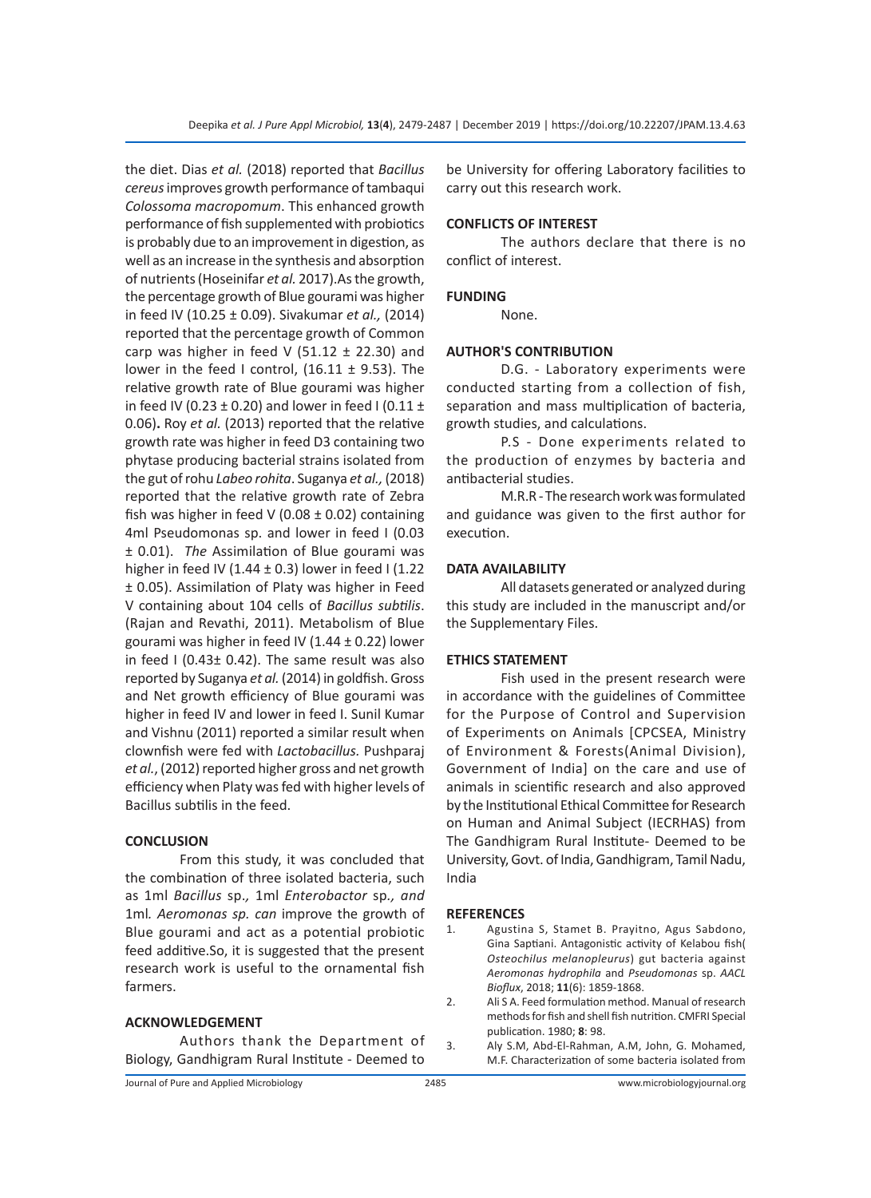the diet. Dias *et al.* (2018) reported that *Bacillus cereus* improves growth performance of tambaqui *Colossoma macropomum*. This enhanced growth performance of fish supplemented with probiotics is probably due to an improvement in digestion, as well as an increase in the synthesis and absorption of nutrients (Hoseinifar *et al.* 2017).As the growth, the percentage growth of Blue gourami was higher in feed IV (10.25 ± 0.09). Sivakumar *et al.,* (2014) reported that the percentage growth of Common carp was higher in feed V (51.12 ± 22.30) and lower in the feed I control, (16.11 ± 9.53). The relative growth rate of Blue gourami was higher in feed IV (0.23 ± 0.20) and lower in feed I (0.11 ± 0.06)**.** Roy *et al.* (2013) reported that the relative growth rate was higher in feed D3 containing two phytase producing bacterial strains isolated from the gut of rohu *Labeo rohita*. Suganya *et al.,* (2018) reported that the relative growth rate of Zebra fish was higher in feed V (0.08 ± 0.02) containing 4ml Pseudomonas sp. and lower in feed I (0.03 ± 0.01). *The* Assimilation of Blue gourami was higher in feed IV (1.44 ± 0.3) lower in feed I (1.22 ± 0.05). Assimilation of Platy was higher in Feed V containing about 104 cells of *Bacillus subtilis*. (Rajan and Revathi, 2011). Metabolism of Blue gourami was higher in feed IV (1.44 ± 0.22) lower in feed I (0.43± 0.42). The same result was also reported by Suganya *et al.* (2014) in goldfish. Gross and Net growth efficiency of Blue gourami was higher in feed IV and lower in feed I. Sunil Kumar and Vishnu (2011) reported a similar result when clownfish were fed with *Lactobacillus.* Pushparaj *et al.*, (2012) reported higher gross and net growth efficiency when Platy was fed with higher levels of Bacillus subtilis in the feed.

## CONCLUSION

From this study, it was concluded that the combination of three isolated bacteria, such as 1ml *Bacillus* sp.*,* 1ml *Enterobactor* sp.*, and* 1ml*. Aeromonas sp. can* improve the growth of Blue gourami and act as a potential probiotic feed additive.So, it is suggested that the present research work is useful to the ornamental fish farmers.

## ACKNOWLEDGEMENT

Authors thank the Department of Biology, Gandhigram Rural Institute - Deemed to be University for offering Laboratory facilities to carry out this research work.

## CONFLICTS OF INTEREST

The authors declare that there is no conflict of interest.

## FUNDING

None.

## AUTHOR'S CONTRIBUTION

D.G. - Laboratory experiments were conducted starting from a collection of fish, separation and mass multiplication of bacteria, growth studies, and calculations.

P.S - Done experiments related to the production of enzymes by bacteria and antibacterial studies.

M.R.R - The research work was formulated and guidance was given to the first author for execution.

## DATA AVAILABILITY

All datasets generated or analyzed during this study are included in the manuscript and/or the Supplementary Files.

## ETHICS STATEMENT

Fish used in the present research were in accordance with the guidelines of Committee for the Purpose of Control and Supervision of Experiments on Animals [CPCSEA, Ministry of Environment & Forests(Animal Division), Government of India] on the care and use of animals in scientific research and also approved by the Institutional Ethical Committee for Research on Human and Animal Subject (IECRHAS) from The Gandhigram Rural Institute- Deemed to be University, Govt. of India, Gandhigram, Tamil Nadu, India

## REFERENCES

1. Agustina S, Stamet B. Prayitno, Agus Sabdono, Gina Saptiani. Antagonistic activity of Kelabou fish( *Osteochilus melanopleurus*) gut bacteria against *Aeromonas hydrophila* and *Pseudomonas* sp. *AACL Bioflux*, 2018; **11**(6): 1859-1868.
2. Ali S A. Feed formulation method. Manual of research methods for fish and shell fish nutrition. CMFRI Special publication. 1980; **8**: 98.
3. Aly S.M, Abd-El-Rahman, A.M, John, G. Mohamed, M.F. Characterization of some bacteria isolated from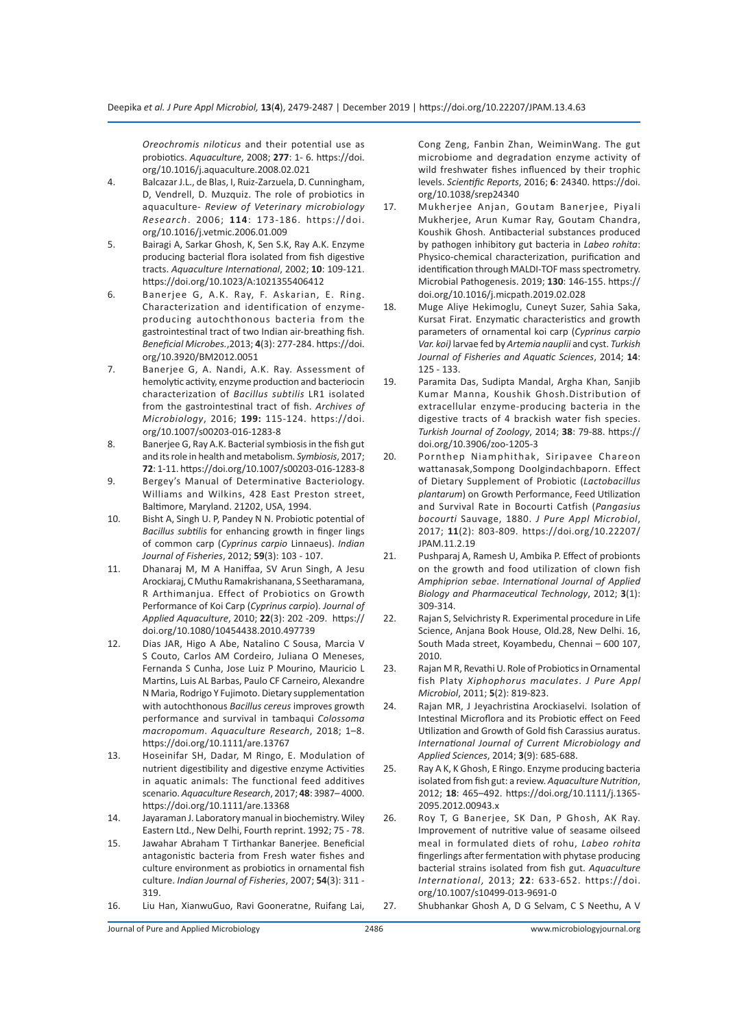*Oreochromis niloticus* and their potential use as probiotics. *Aquaculture*, 2008; **277**: 1- 6. https://doi.org/10.1016/j.aquaculture.2008.02.021

4. Balcazar J.L., de Blas, I, Ruiz-Zarzuela, D. Cunningham, D, Vendrell, D. Muzquiz. The role of probiotics in aquaculture- *Review of Veterinary microbiology Research*. 2006; **114**: 173-186. https://doi.org/10.1016/j.vetmic.2006.01.009
5. Bairagi A, Sarkar Ghosh, K, Sen S.K, Ray A.K. Enzyme producing bacterial flora isolated from fish digestive tracts. *Aquaculture International*, 2002; **10**: 109-121. https://doi.org/10.1023/A:1021355406412
6. Banerjee G, A.K. Ray, F. Askarian, E. Ring. Characterization and identification of enzyme-producing autochthonous bacteria from the gastrointestinal tract of two Indian air-breathing fish. *Beneficial Microbes.*,2013; **4**(3): 277-284. https://doi.org/10.3920/BM2012.0051
7. Banerjee G, A. Nandi, A.K. Ray. Assessment of hemolytic activity, enzyme production and bacteriocin characterization of *Bacillus subtilis* LR1 isolated from the gastrointestinal tract of fish. *Archives of Microbiology*, 2016; **199:** 115-124. https://doi.org/10.1007/s00203-016-1283-8
8. Banerjee G, Ray A.K. Bacterial symbiosis in the fish gut and its role in health and metabolism. *Symbiosis*, 2017; **72**: 1-11. https://doi.org/10.1007/s00203-016-1283-8
9. Bergey's Manual of Determinative Bacteriology. Williams and Wilkins, 428 East Preston street, Baltimore, Maryland. 21202, USA, 1994.
10. Bisht A, Singh U. P, Pandey N N. Probiotic potential of *Bacillus subtilis* for enhancing growth in finger lings of common carp (*Cyprinus carpio* Linnaeus). *Indian Journal of Fisheries*, 2012; **59**(3): 103 - 107.
11. Dhanaraj M, M A Haniffaa, SV Arun Singh, A Jesu Arockiaraj, C Muthu Ramakrishanana, S Seetharamana, R Arthimanjua. Effect of Probiotics on Growth Performance of Koi Carp (*Cyprinus carpio*). *Journal of Applied Aquaculture*, 2010; **22**(3): 202 -209. https://doi.org/10.1080/10454438.2010.497739
12. Dias JAR, Higo A Abe, Natalino C Sousa, Marcia V S Couto, Carlos AM Cordeiro, Juliana O Meneses, Fernanda S Cunha, Jose Luiz P Mourino, Mauricio L Martins, Luis AL Barbas, Paulo CF Carneiro, Alexandre N Maria, Rodrigo Y Fujimoto. Dietary supplementation with autochthonous *Bacillus cereus* improves growth performance and survival in tambaqui *Colossoma macropomum*. *Aquaculture Research*, 2018; 1–8. https://doi.org/10.1111/are.13767
13. Hoseinifar SH, Dadar, M Ringo, E. Modulation of nutrient digestibility and digestive enzyme Activities in aquatic animals: The functional feed additives scenario. *Aquaculture Research*, 2017; **48**: 3987– 4000. https://doi.org/10.1111/are.13368
14. Jayaraman J. Laboratory manual in biochemistry. Wiley Eastern Ltd., New Delhi, Fourth reprint. 1992; 75 - 78.
15. Jawahar Abraham T Tirthankar Banerjee. Beneficial antagonistic bacteria from Fresh water fishes and culture environment as probiotics in ornamental fish culture. *Indian Journal of Fisheries*, 2007; **54**(3): 311 - 319.
16. Liu Han, XianwuGuo, Ravi Gooneratne, Ruifang Lai, Cong Zeng, Fanbin Zhan, WeiminWang. The gut microbiome and degradation enzyme activity of wild freshwater fishes influenced by their trophic levels. *Scientific Reports*, 2016; **6**: 24340. https://doi.org/10.1038/srep24340
17. Mukherjee Anjan, Goutam Banerjee, Piyali Mukherjee, Arun Kumar Ray, Goutam Chandra, Koushik Ghosh. Antibacterial substances produced by pathogen inhibitory gut bacteria in *Labeo rohita*: Physico-chemical characterization, purification and identification through MALDI-TOF mass spectrometry. Microbial Pathogenesis. 2019; **130**: 146-155. https://doi.org/10.1016/j.micpath.2019.02.028
18. Muge Aliye Hekimoglu, Cuneyt Suzer, Sahia Saka, Kursat Firat. Enzymatic characteristics and growth parameters of ornamental koi carp (*Cyprinus carpio Var. koi)* larvae fed by *Artemia nauplii* and cyst. *Turkish Journal of Fisheries and Aquatic Sciences*, 2014; **14**: 125 - 133.
19. Paramita Das, Sudipta Mandal, Argha Khan, Sanjib Kumar Manna, Koushik Ghosh.Distribution of extracellular enzyme-producing bacteria in the digestive tracts of 4 brackish water fish species. *Turkish Journal of Zoology*, 2014; **38**: 79-88. https://doi.org/10.3906/zoo-1205-3
20. Pornthep Niamphithak, Siripavee Chareon wattanasak,Sompong Doolgindachbaporn. Effect of Dietary Supplement of Probiotic (*Lactobacillus plantarum*) on Growth Performance, Feed Utilization and Survival Rate in Bocourti Catfish (*Pangasius bocourti* Sauvage, 1880. *J Pure Appl Microbiol*, 2017; **11**(2): 803-809. https://doi.org/10.22207/JPAM.11.2.19
21. Pushparaj A, Ramesh U, Ambika P. Effect of probionts on the growth and food utilization of clown fish *Amphiprion sebae*. *International Journal of Applied Biology and Pharmaceutical Technology*, 2012; **3**(1): 309-314.
22. Rajan S, Selvichristy R. Experimental procedure in Life Science, Anjana Book House, Old.28, New Delhi. 16, South Mada street, Koyambedu, Chennai – 600 107, 2010.
23. Rajan M R, Revathi U. Role of Probiotics in Ornamental fish Platy *Xiphophorus maculates*. *J Pure Appl Microbiol*, 2011; **5**(2): 819-823.
24. Rajan MR, J Jeyachristina Arockiaselvi. Isolation of Intestinal Microflora and its Probiotic effect on Feed Utilization and Growth of Gold fish Carassius auratus. *International Journal of Current Microbiology and Applied Sciences*, 2014; **3**(9): 685-688.
25. Ray A K, K Ghosh, E Ringo. Enzyme producing bacteria isolated from fish gut: a review. *Aquaculture Nutrition*, 2012; **18**: 465–492. https://doi.org/10.1111/j.1365-2095.2012.00943.x
26. Roy T, G Banerjee, SK Dan, P Ghosh, AK Ray. Improvement of nutritive value of seasame oilseed meal in formulated diets of rohu, *Labeo rohita* fingerlings after fermentation with phytase producing bacterial strains isolated from fish gut. *Aquaculture International*, 2013; **22**: 633-652. https://doi.org/10.1007/s10499-013-9691-0
27. Shubhankar Ghosh A, D G Selvam, C S Neethu, A V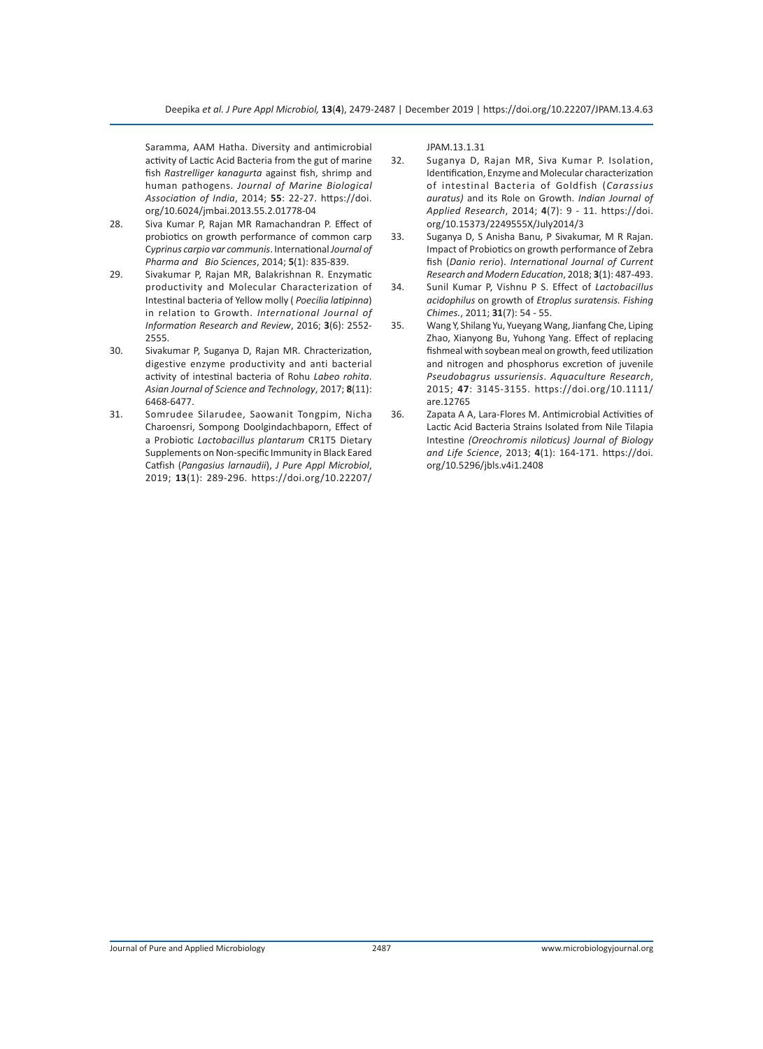Saramma, AAM Hatha. Diversity and antimicrobial activity of Lactic Acid Bacteria from the gut of marine fish *Rastrelliger kanagurta* against fish, shrimp and human pathogens. *Journal of Marine Biological Association of India*, 2014; **55**: 22-27. https://doi.org/10.6024/jmbai.2013.55.2.01778-04

28. Siva Kumar P, Rajan MR Ramachandran P. Effect of probiotics on growth performance of common carp *Cyprinus carpio var communis*. International *Journal of Pharma and Bio Sciences*, 2014; **5**(1): 835-839.
29. Sivakumar P, Rajan MR, Balakrishnan R. Enzymatic productivity and Molecular Characterization of Intestinal bacteria of Yellow molly ( *Poecilia latipinna*) in relation to Growth. *International Journal of Information Research and Review*, 2016; **3**(6): 2552-2555.
30. Sivakumar P, Suganya D, Rajan MR. Chracterization, digestive enzyme productivity and anti bacterial activity of intestinal bacteria of Rohu *Labeo rohita*. *Asian Journal of Science and Technology*, 2017; **8**(11): 6468-6477.
31. Somrudee Silarudee, Saowanit Tongpim, Nicha Charoensri, Sompong Doolgindachbaporn, Effect of a Probiotic *Lactobacillus plantarum* CR1T5 Dietary Supplements on Non-specific Immunity in Black Eared Catfish (*Pangasius larnaudii*), *J Pure Appl Microbiol*, 2019; **13**(1): 289-296. https://doi.org/10.22207/JPAM.13.1.31
32. Suganya D, Rajan MR, Siva Kumar P. Isolation, Identification, Enzyme and Molecular characterization of intestinal Bacteria of Goldfish (*Carassius auratus)* and its Role on Growth. *Indian Journal of Applied Research*, 2014; **4**(7): 9 - 11. https://doi.org/10.15373/2249555X/July2014/3
33. Suganya D, S Anisha Banu, P Sivakumar, M R Rajan. Impact of Probiotics on growth performance of Zebra fish (*Danio rerio*). *International Journal of Current Research and Modern Education*, 2018; **3**(1): 487-493.
34. Sunil Kumar P, Vishnu P S. Effect of *Lactobacillus acidophilus* on growth of *Etroplus suratensis. Fishing Chimes.*, 2011; **31**(7): 54 - 55.
35. Wang Y, Shilang Yu, Yueyang Wang, Jianfang Che, Liping Zhao, Xianyong Bu, Yuhong Yang. Effect of replacing fishmeal with soybean meal on growth, feed utilization and nitrogen and phosphorus excretion of juvenile *Pseudobagrus ussuriensis*. *Aquaculture Research*, 2015; **47**: 3145-3155. https://doi.org/10.1111/are.12765
36. Zapata A A, Lara-Flores M. Antimicrobial Activities of Lactic Acid Bacteria Strains Isolated from Nile Tilapia Intestine *(Oreochromis niloticus) Journal of Biology and Life Science*, 2013; **4**(1): 164-171. https://doi.org/10.5296/jbls.v4i1.2408